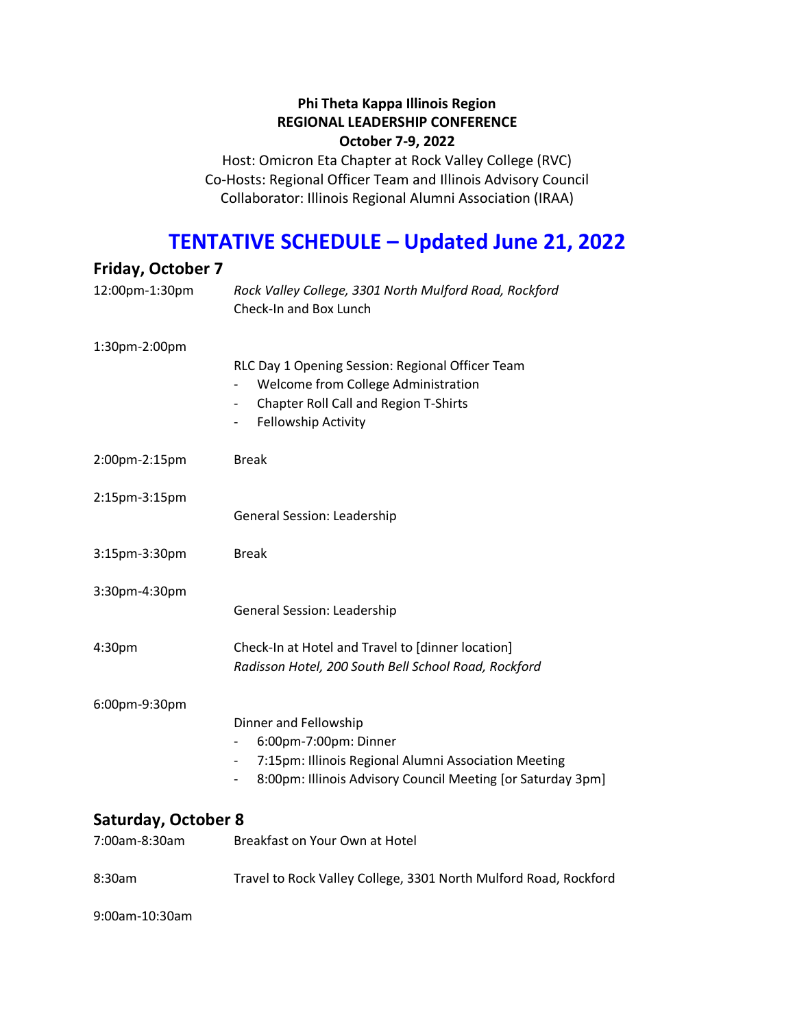**Phi Theta Kappa Illinois Region**
**REGIONAL LEADERSHIP CONFERENCE**
**October 7-9, 2022**

Host: Omicron Eta Chapter at Rock Valley College (RVC)
Co-Hosts: Regional Officer Team and Illinois Advisory Council
Collaborator: Illinois Regional Alumni Association (IRAA)

# TENTATIVE SCHEDULE – Updated June 21, 2022

## Friday, October 7

12:00pm-1:30pm — *Rock Valley College, 3301 North Mulford Road, Rockford*
Check-In and Box Lunch

1:30pm-2:00pm — RLC Day 1 Opening Session: Regional Officer Team
- Welcome from College Administration
- Chapter Roll Call and Region T-Shirts
- Fellowship Activity

2:00pm-2:15pm — Break

2:15pm-3:15pm — General Session: Leadership

3:15pm-3:30pm — Break

3:30pm-4:30pm — General Session: Leadership

4:30pm — Check-In at Hotel and Travel to [dinner location]
*Radisson Hotel, 200 South Bell School Road, Rockford*

6:00pm-9:30pm — Dinner and Fellowship
- 6:00pm-7:00pm: Dinner
- 7:15pm: Illinois Regional Alumni Association Meeting
- 8:00pm: Illinois Advisory Council Meeting [or Saturday 3pm]

## Saturday, October 8

7:00am-8:30am — Breakfast on Your Own at Hotel

8:30am — Travel to Rock Valley College, 3301 North Mulford Road, Rockford

9:00am-10:30am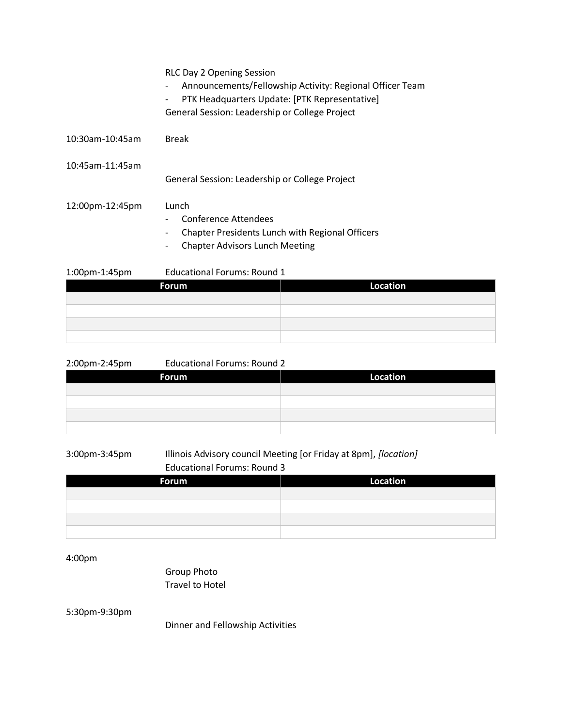RLC Day 2 Opening Session

- Announcements/Fellowship Activity: Regional Officer Team
- PTK Headquarters Update: [PTK Representative]

General Session: Leadership or College Project

10:30am-10:45am Break

10:45am-11:45am

General Session: Leadership or College Project

12:00pm-12:45pm Lunch

- Conference Attendees
- Chapter Presidents Lunch with Regional Officers
- Chapter Advisors Lunch Meeting

1:00pm-1:45pm Educational Forums: Round 1

| Forum | Location |
|---|---|
| | |
| | |
| | |
| | |

2:00pm-2:45pm Educational Forums: Round 2

| Forum | Location |
|---|---|
| | |
| | |
| | |
| | |

3:00pm-3:45pm Illinois Advisory council Meeting [or Friday at 8pm], *[location]*

Educational Forums: Round 3

| Forum | Location |
|---|---|
| | |
| | |
| | |
| | |

4:00pm

Group Photo

Travel to Hotel

5:30pm-9:30pm

Dinner and Fellowship Activities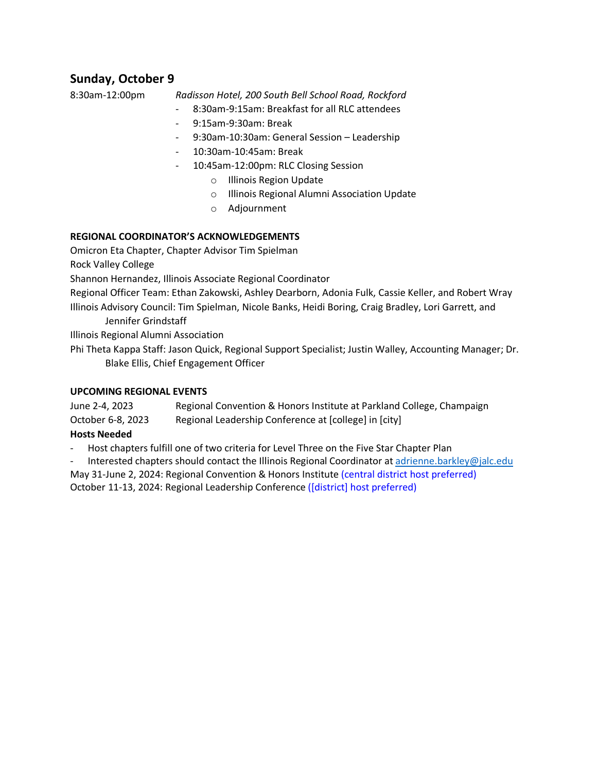## Sunday, October 9

8:30am-12:00pm *Radisson Hotel, 200 South Bell School Road, Rockford*

- 8:30am-9:15am: Breakfast for all RLC attendees
- 9:15am-9:30am: Break
- 9:30am-10:30am: General Session – Leadership
- 10:30am-10:45am: Break
- 10:45am-12:00pm: RLC Closing Session
  - Illinois Region Update
  - Illinois Regional Alumni Association Update
  - Adjournment

**REGIONAL COORDINATOR'S ACKNOWLEDGEMENTS**

Omicron Eta Chapter, Chapter Advisor Tim Spielman
Rock Valley College
Shannon Hernandez, Illinois Associate Regional Coordinator
Regional Officer Team: Ethan Zakowski, Ashley Dearborn, Adonia Fulk, Cassie Keller, and Robert Wray
Illinois Advisory Council: Tim Spielman, Nicole Banks, Heidi Boring, Craig Bradley, Lori Garrett, and Jennifer Grindstaff
Illinois Regional Alumni Association
Phi Theta Kappa Staff: Jason Quick, Regional Support Specialist; Justin Walley, Accounting Manager; Dr. Blake Ellis, Chief Engagement Officer

**UPCOMING REGIONAL EVENTS**

June 2-4, 2023 Regional Convention & Honors Institute at Parkland College, Champaign
October 6-8, 2023 Regional Leadership Conference at [college] in [city]

**Hosts Needed**

- Host chapters fulfill one of two criteria for Level Three on the Five Star Chapter Plan
- Interested chapters should contact the Illinois Regional Coordinator at adrienne.barkley@jalc.edu

May 31-June 2, 2024: Regional Convention & Honors Institute (central district host preferred)
October 11-13, 2024: Regional Leadership Conference ([district] host preferred)